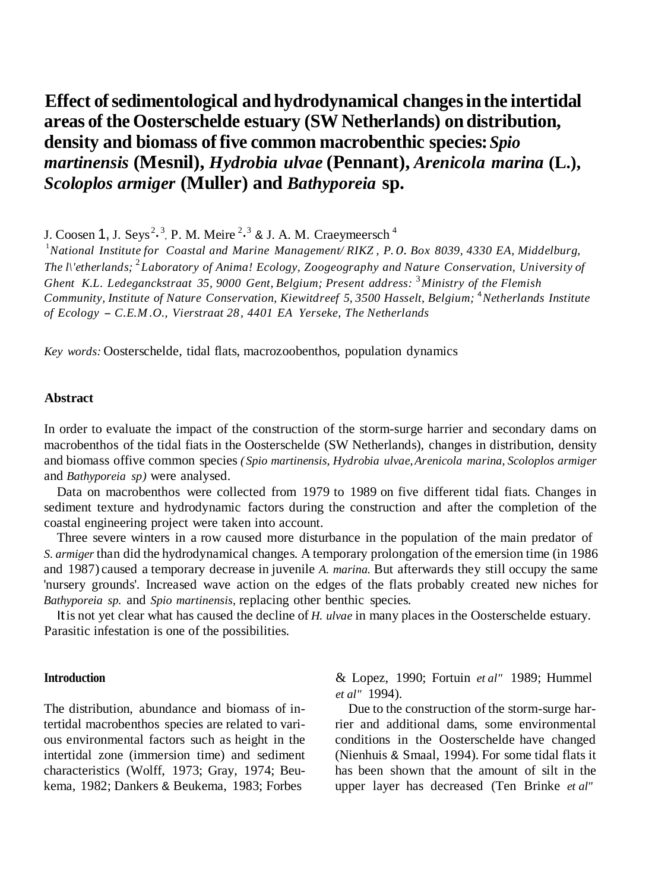# Effect of sedimentological and hydrodynamical changes in the intertidal areas of the Oosterschelde estuary (SW Netherlands) on distribution, density and biomass of five common macrobenthic species: *Spio martinensis* (Mesnil), *Hydrobia ulvae* (Pennant), *Arenicola marina* (L.), *Scoloplos armiger* (Muller) and *Bathyporeia* sp.

J. Coosen [1], J. Seys [2,3], P. M. Meire [2,3] & J. A. M. Craeymeersch [4]

[1] *National Institute for Coastal and Marine Management/ RIKZ, P.O. Box 8039, 4330 EA, Middelburg, The l\'etherlands;* [2] *Laboratory of Anima! Ecology, Zoogeography and Nature Conservation, University of Ghent K.L. Ledeganckstraat 35, 9000 Gent, Belgium; Present address:* [3] *Ministry of the Flemish Community, Institute of Nature Conservation, Kiewitdreef 5, 3500 Hasselt, Belgium;* [4] *Netherlands Institute of Ecology – C.E.M.O., Vierstraat 28, 4401 EA Yerseke, The Netherlands*

*Key words:* Oosterschelde, tidal flats, macrozoobenthos, population dynamics

## Abstract

In order to evaluate the impact of the construction of the storm-surge harrier and secondary dams on macrobenthos of the tidal fiats in the Oosterschelde (SW Netherlands), changes in distribution, density and biomass offive common species *(Spio martinensis, Hydrobia ulvae, Arenicola marina, Scoloplos armiger* and *Bathyporeia sp)* were analysed.

Data on macrobenthos were collected from 1979 to 1989 on five different tidal fiats. Changes in sediment texture and hydrodynamic factors during the construction and after the completion of the coastal engineering project were taken into account.

Three severe winters in a row caused more disturbance in the population of the main predator of *S. armiger* than did the hydrodynamical changes. A temporary prolongation of the emersion time (in 1986 and 1987) caused a temporary decrease in juvenile *A. marina.* But afterwards they still occupy the same 'nursery grounds'. Increased wave action on the edges of the flats probably created new niches for *Bathyporeia sp.* and *Spio martinensis,* replacing other benthic species.

It is not yet clear what has caused the decline of *H. ulvae* in many places in the Oosterschelde estuary. Parasitic infestation is one of the possibilities.

## Introduction

The distribution, abundance and biomass of intertidal macrobenthos species are related to various environmental factors such as height in the intertidal zone (immersion time) and sediment characteristics (Wolff, 1973; Gray, 1974; Beukema, 1982; Dankers & Beukema, 1983; Forbes & Lopez, 1990; Fortuin *et al"* 1989; Hummel *et al"* 1994).

Due to the construction of the storm-surge harrier and additional dams, some environmental conditions in the Oosterschelde have changed (Nienhuis & Smaal, 1994). For some tidal flats it has been shown that the amount of silt in the upper layer has decreased (Ten Brinke *et al"*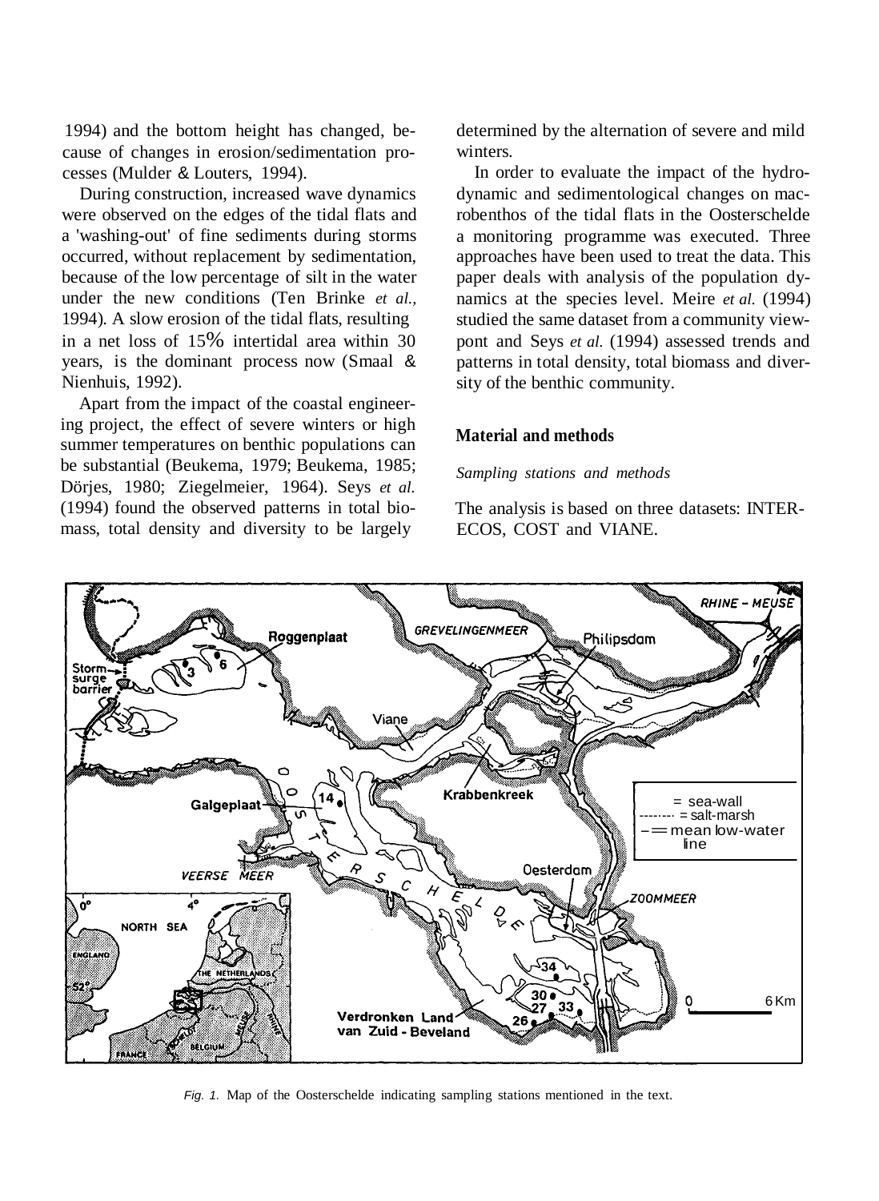1994) and the bottom height has changed, because of changes in erosion/sedimentation processes (Mulder & Louters, 1994).

During construction, increased wave dynamics were observed on the edges of the tidal flats and a 'washing-out' of fine sediments during storms occurred, without replacement by sedimentation, because of the low percentage of silt in the water under the new conditions (Ten Brinke *et al.*, 1994). A slow erosion of the tidal flats, resulting in a net loss of 15% intertidal area within 30 years, is the dominant process now (Smaal & Nienhuis, 1992).

Apart from the impact of the coastal engineering project, the effect of severe winters or high summer temperatures on benthic populations can be substantial (Beukema, 1979; Beukema, 1985; Dörjes, 1980; Ziegelmeier, 1964). Seys *et al.* (1994) found the observed patterns in total biomass, total density and diversity to be largely determined by the alternation of severe and mild winters.

In order to evaluate the impact of the hydrodynamic and sedimentological changes on macrobenthos of the tidal flats in the Oosterschelde a monitoring programme was executed. Three approaches have been used to treat the data. This paper deals with analysis of the population dynamics at the species level. Meire *et al.* (1994) studied the same dataset from a community viewpont and Seys *et al.* (1994) assessed trends and patterns in total density, total biomass and diversity of the benthic community.

## Material and methods

*Sampling stations and methods*

The analysis is based on three datasets: INTERECOS, COST and VIANE.

*Fig. 1.* Map of the Oosterschelde indicating sampling stations mentioned in the text.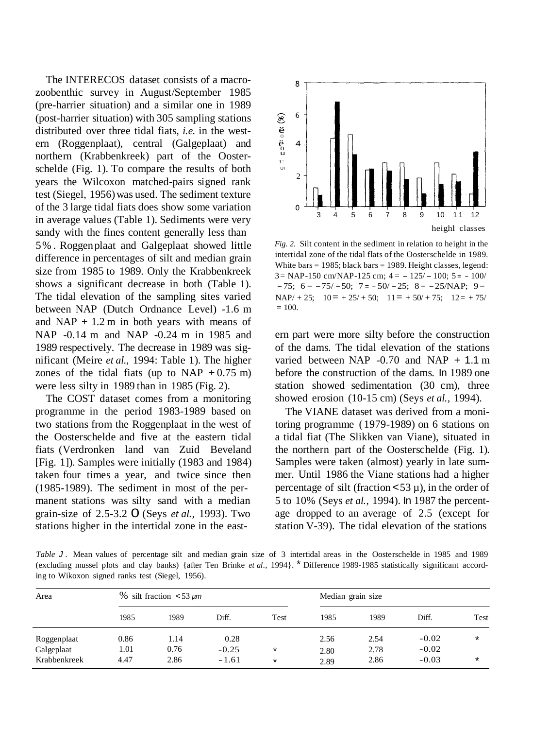The INTERECOS dataset consists of a macrozoobenthic survey in August/September 1985 (pre-harrier situation) and a similar one in 1989 (post-harrier situation) with 305 sampling stations distributed over three tidal fiats, *i.e.* in the western (Roggenplaat), central (Galgeplaat) and northern (Krabbenkreek) part of the Oosterschelde (Fig. 1). To compare the results of both years the Wilcoxon matched-pairs signed rank test (Siegel, 1956) was used. The sediment texture of the 3 large tidal fiats does show some variation in average values (Table 1). Sediments were very sandy with the fines content generally less than 5%. Roggenplaat and Galgeplaat showed little difference in percentages of silt and median grain size from 1985 to 1989. Only the Krabbenkreek shows a significant decrease in both (Table 1). The tidal elevation of the sampling sites varied between NAP (Dutch Ordnance Level) -1.6 m and NAP + 1.2 m in both years with means of NAP -0.14 m and NAP -0.24 m in 1985 and 1989 respectively. The decrease in 1989 was significant (Meire *et al.,* 1994: Table 1). The higher zones of the tidal fiats (up to NAP + 0.75 m) were less silty in 1989 than in 1985 (Fig. 2).

The COST dataset comes from a monitoring programme in the period 1983-1989 based on two stations from the Roggenplaat in the west of the Oosterschelde and five at the eastern tidal fiats (Verdronken land van Zuid Beveland [Fig. 1]). Samples were initially (1983 and 1984) taken four times a year, and twice since then (1985-1989). The sediment in most of the permanent stations was silty sand with a median grain-size of 2.5-3.2 O (Seys *et al.,* 1993). Two stations higher in the intertidal zone in the eastern part were more silty before the construction of the dams. The tidal elevation of the stations varied between NAP -0.70 and NAP + 1.1 m before the construction of the dams. In 1989 one station showed sedimentation (30 cm), three showed erosion (10-15 cm) (Seys *et al.,* 1994).

*Fig. 2.* Silt content in the sediment in relation to height in the intertidal zone of the tidal flats of the Oosterschelde in 1989. White bars = 1985; black bars = 1989. Height classes, legend: 3 = NAP-150 cm/NAP-125 cm; 4 = –125/–100; 5 = –100/–75; 6 = –75/–50; 7 = –50/–25; 8 = –25/NAP; 9 = NAP/+25; 10 = +25/+50; 11 = +50/+75; 12 = +75/= 100.

The VIANE dataset was derived from a monitoring programme (1979-1989) on 6 stations on a tidal fiat (The Slikken van Viane), situated in the northern part of the Oosterschelde (Fig. 1). Samples were taken (almost) yearly in late summer. Until 1986 the Viane stations had a higher percentage of silt (fraction < 53 µ), in the order of 5 to 10% (Seys *et al.,* 1994). In 1987 the percentage dropped to an average of 2.5 (except for station V-39). The tidal elevation of the stations

*Table 1.* Mean values of percentage silt and median grain size of 3 intertidal areas in the Oosterschelde in 1985 and 1989 (excluding mussel plots and clay banks) (after Ten Brinke *et al.,* 1994). * Difference 1989-1985 statistically significant according to Wikoxon signed ranks test (Siegel, 1956).

| Area | % silt fraction < 53 $\mu m$ | | | | Median grain size | | | |
|---|---|---|---|---|---|---|---|---|
| | 1985 | 1989 | Diff. | Test | 1985 | 1989 | Diff. | Test |
| Roggenplaat | 0.86 | 1.14 | 0.28 | | 2.56 | 2.54 | -0.02 | * |
| Galgeplaat | 1.01 | 0.76 | -0.25 | * | 2.80 | 2.78 | -0.02 | |
| Krabbenkreek | 4.47 | 2.86 | -1.61 | * | 2.89 | 2.86 | -0.03 | * |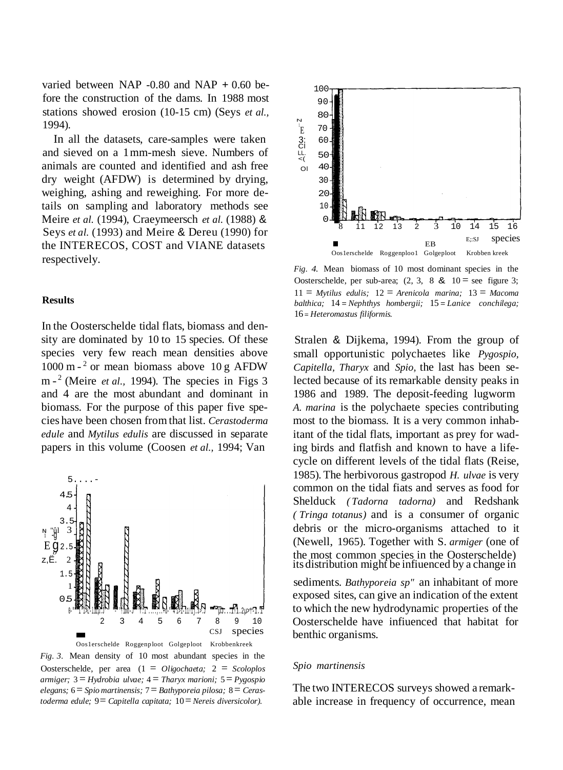varied between NAP -0.80 and NAP + 0.60 before the construction of the dams. In 1988 most stations showed erosion (10-15 cm) (Seys *et al.,* 1994).

In all the datasets, care-samples were taken and sieved on a 1 mm-mesh sieve. Numbers of animals are counted and identified and ash free dry weight (AFDW) is determined by drying, weighing, ashing and reweighing. For more details on sampling and laboratory methods see Meire *et al.* (1994), Craeymeersch *et al.* (1988) & Seys *et al.* (1993) and Meire & Dereu (1990) for the INTERECOS, COST and VIANE datasets respectively.

## Results

In the Oosterschelde tidal flats, biomass and density are dominated by 10 to 15 species. Of these species very few reach mean densities above 1000 $m^{-2}$ or mean biomass above 10 g AFDW $m^{-2}$ (Meire *et al.,* 1994). The species in Figs 3 and 4 are the most abundant and dominant in biomass. For the purpose of this paper five species have been chosen from that list. *Cerastoderma edule* and *Mytilus edulis* are discussed in separate papers in this volume (Coosen *et al.,* 1994; Van Stralen & Dijkema, 1994). From the group of small opportunistic polychaetes like *Pygospio, Capitella, Tharyx* and *Spio,* the last has been selected because of its remarkable density peaks in 1986 and 1989. The deposit-feeding lugworm *A. marina* is the polychaete species contributing most to the biomass. It is a very common inhabitant of the tidal flats, important as prey for wading birds and flatfish and known to have a lifecycle on different levels of the tidal flats (Reise, 1985). The herbivorous gastropod *H. ulvae* is very common on the tidal fiats and serves as food for Shelduck *(Tadorna tadorna)* and Redshank *(Tringa totanus)* and is a consumer of organic debris or the micro-organisms attached to it (Newell, 1965). Together with S. *armiger* (one of the most common species in the Oosterschelde) its distribution might be infiuenced by a change in sediments. *Bathyporeia sp"* an inhabitant of more exposed sites, can give an indication of the extent to which the new hydrodynamic properties of the Oosterschelde have infiuenced that habitat for benthic organisms.

*Fig. 3.* Mean density of 10 most abundant species in the Oosterschelde, per area (1 = *Oligochaeta;* 2 = *Scoloplos armiger;* 3 = *Hydrobia ulvae;* 4 = *Tharyx marioni;* 5 = *Pygospio elegans;* 6 = *Spio martinensis;* 7 = *Bathyporeia pilosa;* 8 = *Cerastoderma edule;* 9 = *Capitella capitata;* 10 = *Nereis diversicolor).*

*Fig. 4.* Mean biomass of 10 most dominant species in the Oosterschelde, per sub-area; (2, 3, 8 & 10 = see figure 3; 11 = *Mytilus edulis;* 12 = *Arenicola marina;* 13 = *Macoma balthica;* 14 = *Nephthys hombergii;* 15 = *Lanice conchilega;* 16 = *Heteromastus filiformis.*

### *Spio martinensis*

The two INTERECOS surveys showed a remarkable increase in frequency of occurrence, mean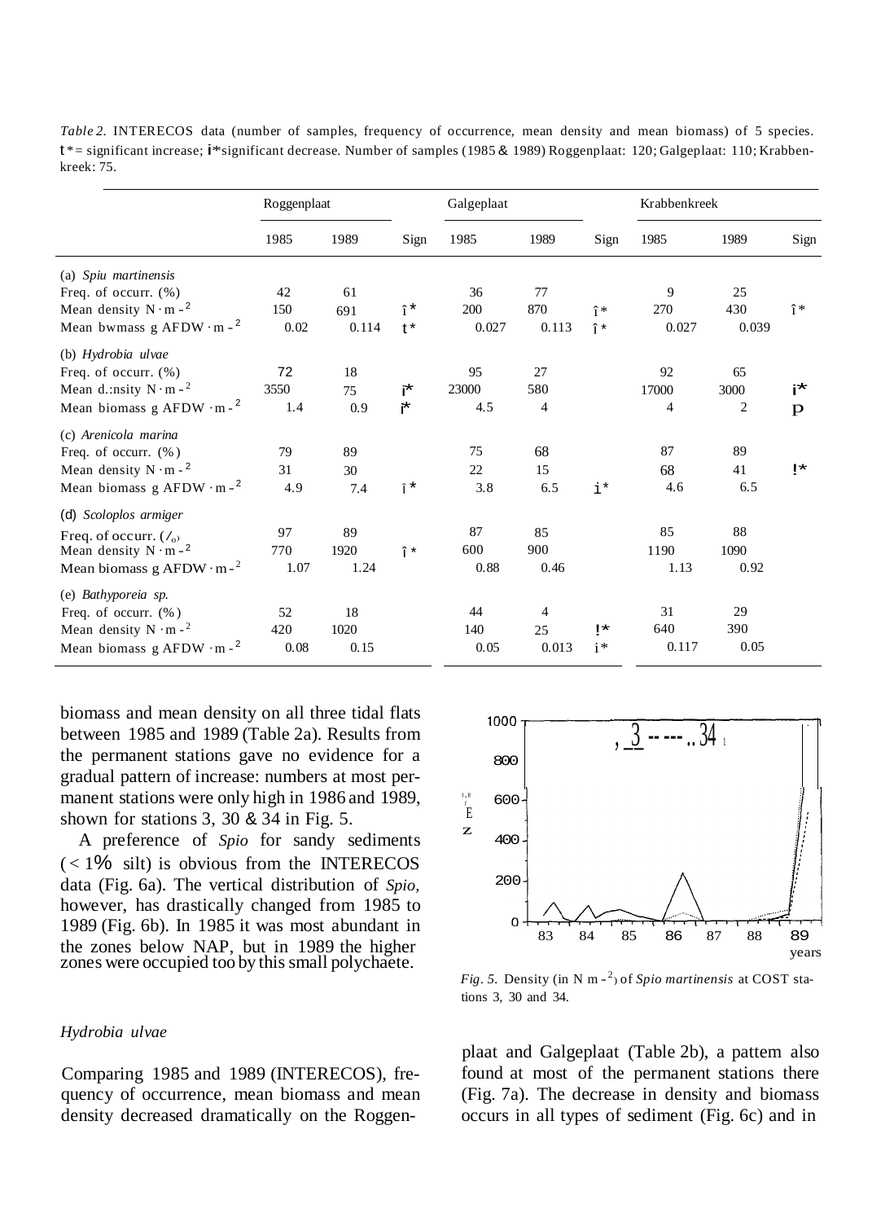*Table 2.* INTERECOS data (number of samples, frequency of occurrence, mean density and mean biomass) of 5 species. t* = significant increase; i* significant decrease. Number of samples (1985 & 1989) Roggenplaat: 120; Galgeplaat: 110; Krabbenkreek: 75.

| | Roggenplaat | | | Galgeplaat | | | Krabbenkreek | | |
|---|---|---|---|---|---|---|---|---|---|
| | 1985 | 1989 | Sign | 1985 | 1989 | Sign | 1985 | 1989 | Sign |
| (a) *Spiu martinensis* | | | | | | | | | |
| Freq. of occurr. (%) | 42 | 61 | | 36 | 77 | | 9 | 25 | |
| Mean density $N \cdot m^{-2}$ | 150 | 691 | î* | 200 | 870 | î* | 270 | 430 | î* |
| Mean bwmass g AFDW $\cdot m^{-2}$ | 0.02 | 0.114 | t* | 0.027 | 0.113 | î* | 0.027 | 0.039 | |
| (b) *Hydrobia ulvae* | | | | | | | | | |
| Freq. of occurr. (%) | 72 | 18 | | 95 | 27 | | 92 | 65 | |
| Mean d.:nsity $N \cdot m^{-2}$ | 3550 | 75 | i* | 23000 | 580 | | 17000 | 3000 | i* |
| Mean biomass g AFDW $\cdot m^{-2}$ | 1.4 | 0.9 | i* | 4.5 | 4 | | 4 | 2 | P |
| (c) *Arenicola marina* | | | | | | | | | |
| Freq. of occurr. (%) | 79 | 89 | | 75 | 68 | | 87 | 89 | |
| Mean density $N \cdot m^{-2}$ | 31 | 30 | | 22 | 15 | | 68 | 41 | !* |
| Mean biomass g AFDW $\cdot m^{-2}$ | 4.9 | 7.4 | î* | 3.8 | 6.5 | i* | 4.6 | 6.5 | |
| (d) *Scoloplos armiger* | | | | | | | | | |
| Freq. of occurr. (%) | 97 | 89 | | 87 | 85 | | 85 | 88 | |
| Mean density $N \cdot m^{-2}$ | 770 | 1920 | î* | 600 | 900 | | 1190 | 1090 | |
| Mean biomass g AFDW $\cdot m^{-2}$ | 1.07 | 1.24 | | 0.88 | 0.46 | | 1.13 | 0.92 | |
| (e) *Bathyporeia sp.* | | | | | | | | | |
| Freq. of occurr. (%) | 52 | 18 | | 44 | 4 | | 31 | 29 | |
| Mean density $N \cdot m^{-2}$ | 420 | 1020 | | 140 | 25 | !* | 640 | 390 | |
| Mean biomass g AFDW $\cdot m^{-2}$ | 0.08 | 0.15 | | 0.05 | 0.013 | i* | 0.117 | 0.05 | |

biomass and mean density on all three tidal flats between 1985 and 1989 (Table 2a). Results from the permanent stations gave no evidence for a gradual pattern of increase: numbers at most permanent stations were only high in 1986 and 1989, shown for stations 3, 30 & 34 in Fig. 5.

A preference of *Spio* for sandy sediments (< 1% silt) is obvious from the INTERECOS data (Fig. 6a). The vertical distribution of *Spio,* however, has drastically changed from 1985 to 1989 (Fig. 6b). In 1985 it was most abundant in the zones below NAP, but in 1989 the higher zones were occupied too by this small polychaete.

*Fig. 5.* Density (in N $m^{-2}$) of *Spio martinensis* at COST stations 3, 30 and 34.

### *Hydrobia ulvae*

Comparing 1985 and 1989 (INTERECOS), frequency of occurrence, mean biomass and mean density decreased dramatically on the Roggenplaat and Galgeplaat (Table 2b), a pattem also found at most of the permanent stations there (Fig. 7a). The decrease in density and biomass occurs in all types of sediment (Fig. 6c) and in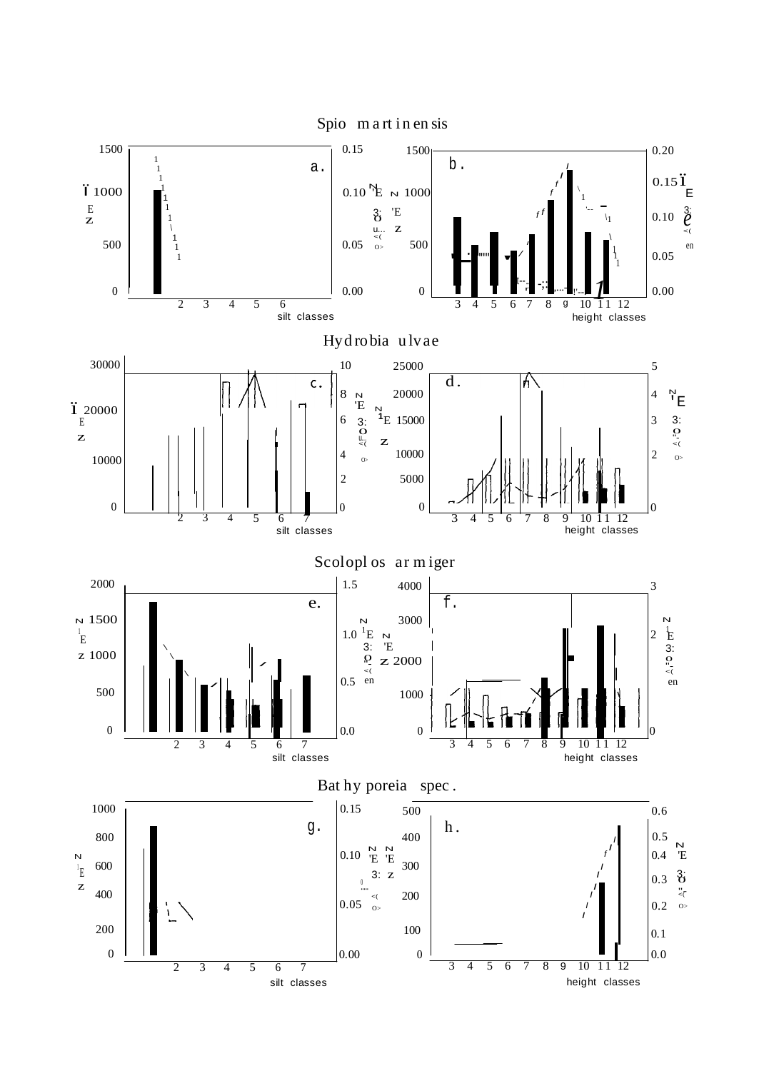## Spio martinensis

a. silt classes: 2 3 4 5 6

b. height classes: 3 4 5 6 7 8 9 10 11 12

## Hydrobia ulvae

c. silt classes: 2 3 4 5 6 7

d. height classes: 3 4 5 6 7 8 9 10 11 12

## Scoloplos armiger

e. silt classes: 2 3 4 5 6 7

f. height classes: 3 4 5 6 7 8 9 10 11 12

## Bathyporeia spec.

g. silt classes: 2 3 4 5 6 7

h. height classes: 3 4 5 6 7 8 9 10 11 12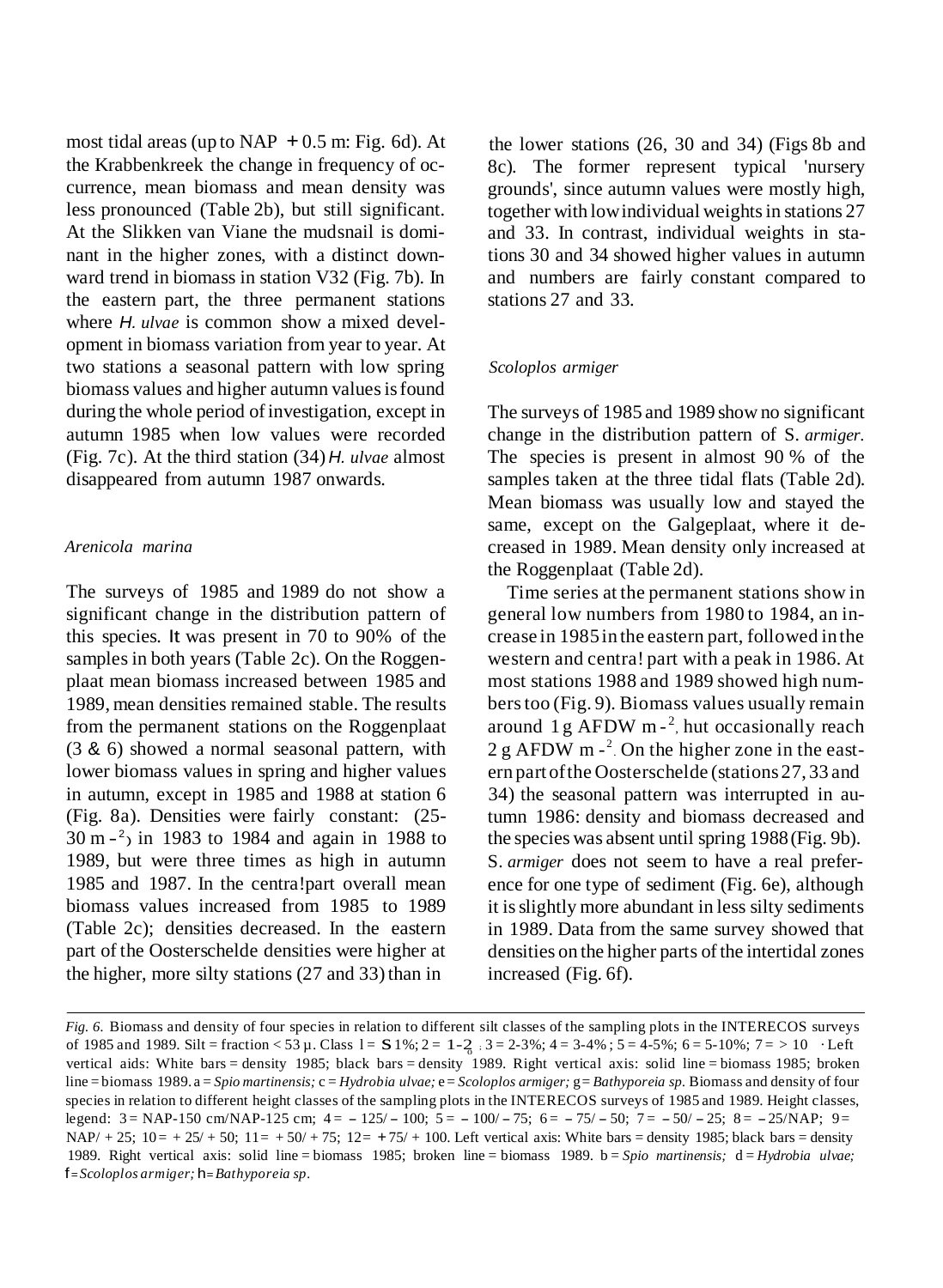most tidal areas (up to NAP + 0.5 m: Fig. 6d). At the Krabbenkreek the change in frequency of occurrence, mean biomass and mean density was less pronounced (Table 2b), but still significant. At the Slikken van Viane the mudsnail is dominant in the higher zones, with a distinct downward trend in biomass in station V32 (Fig. 7b). In the eastern part, the three permanent stations where *H. ulvae* is common show a mixed development in biomass variation from year to year. At two stations a seasonal pattern with low spring biomass values and higher autumn values is found during the whole period of investigation, except in autumn 1985 when low values were recorded (Fig. 7c). At the third station (34) *H. ulvae* almost disappeared from autumn 1987 onwards.

### *Arenicola marina*

The surveys of 1985 and 1989 do not show a significant change in the distribution pattern of this species. It was present in 70 to 90% of the samples in both years (Table 2c). On the Roggenplaat mean biomass increased between 1985 and 1989, mean densities remained stable. The results from the permanent stations on the Roggenplaat (3 & 6) showed a normal seasonal pattern, with lower biomass values in spring and higher values in autumn, except in 1985 and 1988 at station 6 (Fig. 8a). Densities were fairly constant: (25-30 $m^{-2}$) in 1983 to 1984 and again in 1988 to 1989, but were three times as high in autumn 1985 and 1987. In the central part overall mean biomass values increased from 1985 to 1989 (Table 2c); densities decreased. In the eastern part of the Oosterschelde densities were higher at the higher, more silty stations (27 and 33) than in the lower stations (26, 30 and 34) (Figs 8b and 8c). The former represent typical 'nursery grounds', since autumn values were mostly high, together with low individual weights in stations 27 and 33. In contrast, individual weights in stations 30 and 34 showed higher values in autumn and numbers are fairly constant compared to stations 27 and 33.

### *Scoloplos armiger*

The surveys of 1985 and 1989 show no significant change in the distribution pattern of *S. armiger*. The species is present in almost 90 % of the samples taken at the three tidal flats (Table 2d). Mean biomass was usually low and stayed the same, except on the Galgeplaat, where it decreased in 1989. Mean density only increased at the Roggenplaat (Table 2d).

Time series at the permanent stations show in general low numbers from 1980 to 1984, an increase in 1985 in the eastern part, followed in the western and central part with a peak in 1986. At most stations 1988 and 1989 showed high numbers too (Fig. 9). Biomass values usually remain around 1 g AFDW $m^{-2}$, but occasionally reach 2 g AFDW $m^{-2}$. On the higher zone in the eastern part of the Oosterschelde (stations 27, 33 and 34) the seasonal pattern was interrupted in autumn 1986: density and biomass decreased and the species was absent until spring 1988 (Fig. 9b). *S. armiger* does not seem to have a real preference for one type of sediment (Fig. 6e), although it is slightly more abundant in less silty sediments in 1989. Data from the same survey showed that densities on the higher parts of the intertidal zones increased (Fig. 6f).

*Fig. 6.* Biomass and density of four species in relation to different silt classes of the sampling plots in the INTERECOS surveys of 1985 and 1989. Silt = fraction < 53 μ. Class 1 = ≤ 1%; 2 = 1-2; 3 = 2-3%; 4 = 3-4%; 5 = 4-5%; 6 = 5-10%; 7 = > 10 · Left vertical aids: White bars = density 1985; black bars = density 1989. Right vertical axis: solid line = biomass 1985; broken line = biomass 1989. a = *Spio martinensis;* c = *Hydrobia ulvae;* e = *Scoloplos armiger;* g = *Bathyporeia sp.* Biomass and density of four species in relation to different height classes of the sampling plots in the INTERECOS surveys of 1985 and 1989. Height classes, legend: 3 = NAP-150 cm/NAP-125 cm; 4 = −125/−100; 5 = −100/−75; 6 = −75/−50; 7 = −50/−25; 8 = −25/NAP; 9 = NAP/ + 25; 10 = + 25/ + 50; 11 = + 50/ + 75; 12 = + 75/ + 100. Left vertical axis: White bars = density 1985; black bars = density 1989. Right vertical axis: solid line = biomass 1985; broken line = biomass 1989. b = *Spio martinensis;* d = *Hydrobia ulvae;* f = *Scoloplos armiger;* h = *Bathyporeia sp.*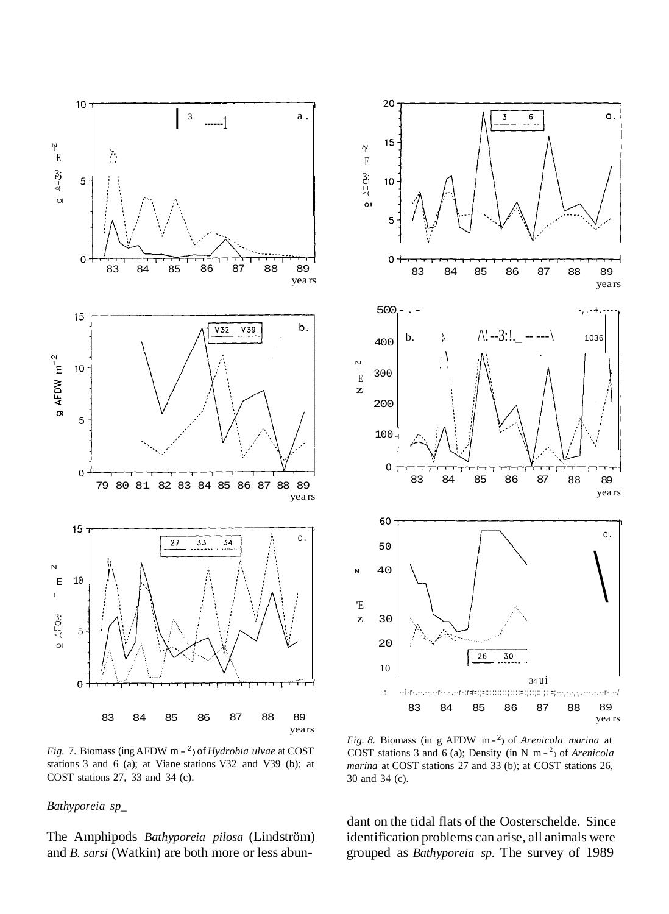*Fig. 7.* Biomass (in g AFDW $m^{-2}$) of *Hydrobia ulvae* at COST stations 3 and 6 (a); at Viane stations V32 and V39 (b); at COST stations 27, 33 and 34 (c).

*Fig. 8.* Biomass (in g AFDW $m^{-2}$) of *Arenicola marina* at COST stations 3 and 6 (a); Density (in N $m^{-2}$) of *Arenicola marina* at COST stations 27 and 33 (b); at COST stations 26, 30 and 34 (c).

*Bathyporeia sp.*

The Amphipods *Bathyporeia pilosa* (Lindström) and *B. sarsi* (Watkin) are both more or less abundant on the tidal flats of the Oosterschelde. Since identification problems can arise, all animals were grouped as *Bathyporeia sp.* The survey of 1989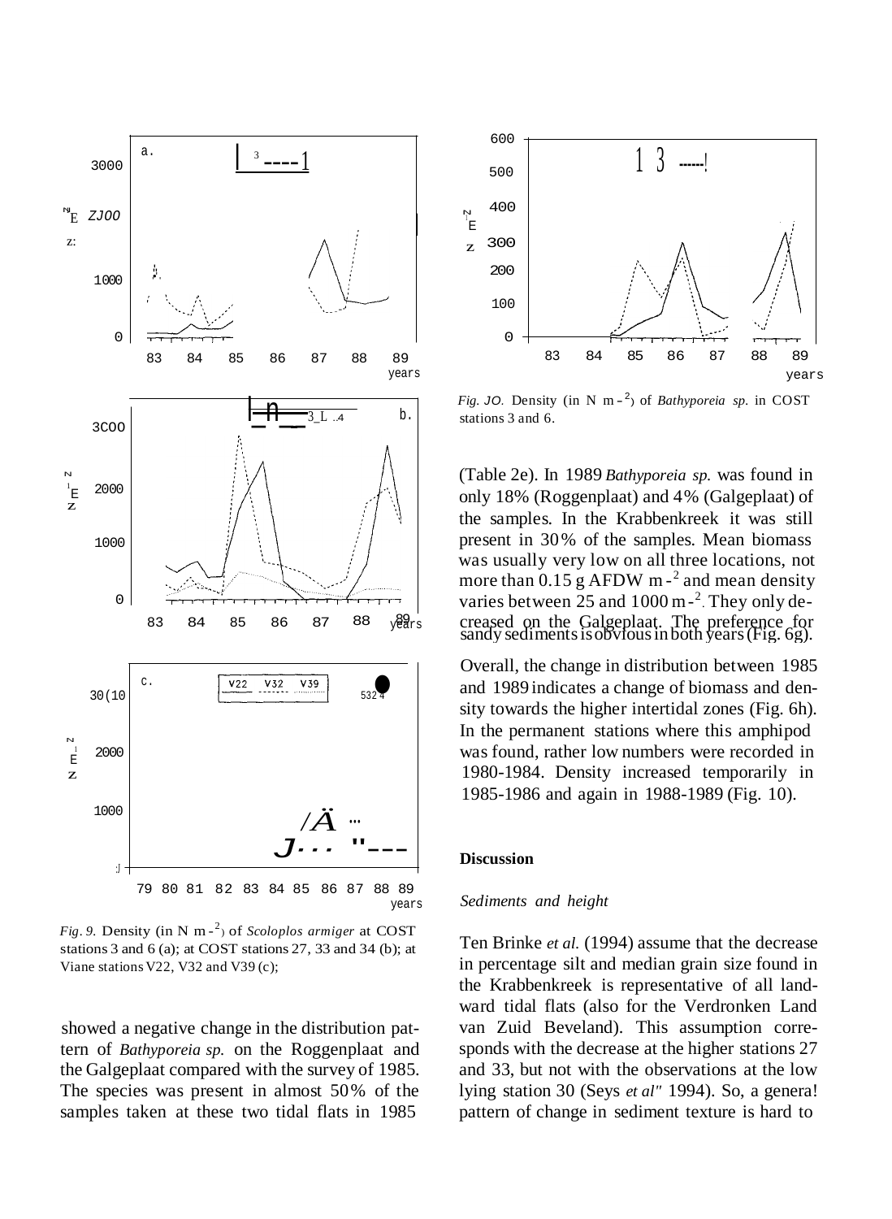*Fig. 9.* Density (in N m $^{-2}$) of *Scoloplos armiger* at COST stations 3 and 6 (a); at COST stations 27, 33 and 34 (b); at Viane stations V22, V32 and V39 (c);

showed a negative change in the distribution pattern of *Bathyporeia sp.* on the Roggenplaat and the Galgeplaat compared with the survey of 1985. The species was present in almost 50% of the samples taken at these two tidal flats in 1985 (Table 2e). In 1989 *Bathyporeia sp.* was found in only 18% (Roggenplaat) and 4% (Galgeplaat) of the samples. In the Krabbenkreek it was still present in 30% of the samples. Mean biomass was usually very low on all three locations, not more than 0.15 g AFDW m $^{-2}$ and mean density varies between 25 and 1000 m $^{-2}$. They only decreased on the Galgeplaat. The preference for sandy sediments is obvious in both years (Fig. 6g).

Overall, the change in distribution between 1985 and 1989 indicates a change of biomass and density towards the higher intertidal zones (Fig. 6h). In the permanent stations where this amphipod was found, rather low numbers were recorded in 1980-1984. Density increased temporarily in 1985-1986 and again in 1988-1989 (Fig. 10).

*Fig. 10.* Density (in N m $^{-2}$) of *Bathyporeia sp.* in COST stations 3 and 6.

## Discussion

### *Sediments and height*

Ten Brinke *et al.* (1994) assume that the decrease in percentage silt and median grain size found in the Krabbenkreek is representative of all landward tidal flats (also for the Verdronken Land van Zuid Beveland). This assumption corresponds with the decrease at the higher stations 27 and 33, but not with the observations at the low lying station 30 (Seys *et al* 1994). So, a general pattern of change in sediment texture is hard to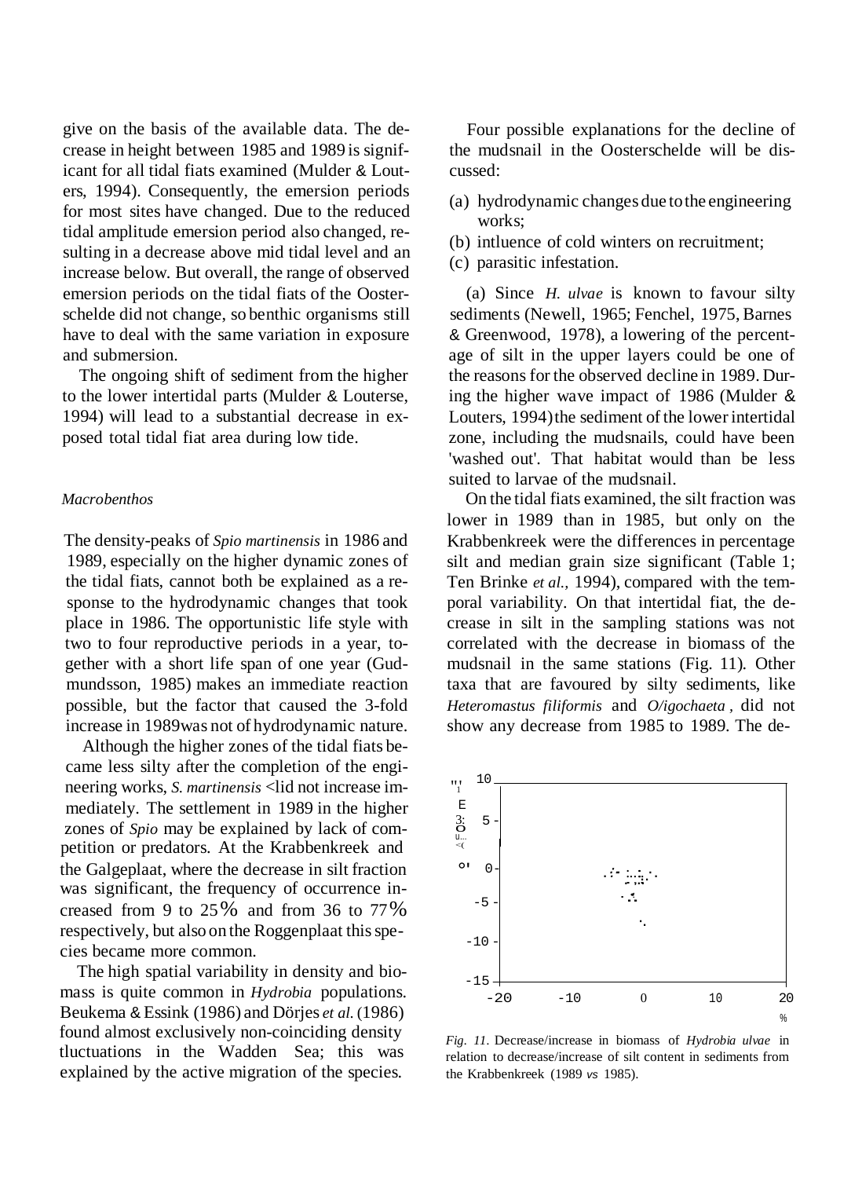give on the basis of the available data. The decrease in height between 1985 and 1989 is significant for all tidal fiats examined (Mulder & Louters, 1994). Consequently, the emersion periods for most sites have changed. Due to the reduced tidal amplitude emersion period also changed, resulting in a decrease above mid tidal level and an increase below. But overall, the range of observed emersion periods on the tidal fiats of the Oosterschelde did not change, so benthic organisms still have to deal with the same variation in exposure and submersion.

The ongoing shift of sediment from the higher to the lower intertidal parts (Mulder & Louterse, 1994) will lead to a substantial decrease in exposed total tidal fiat area during low tide.

### *Macrobenthos*

The density-peaks of *Spio martinensis* in 1986 and 1989, especially on the higher dynamic zones of the tidal fiats, cannot both be explained as a response to the hydrodynamic changes that took place in 1986. The opportunistic life style with two to four reproductive periods in a year, together with a short life span of one year (Gudmundsson, 1985) makes an immediate reaction possible, but the factor that caused the 3-fold increase in 1989 was not of hydrodynamic nature.

Although the higher zones of the tidal fiats became less silty after the completion of the engineering works, *S. martinensis* <lid not increase immediately. The settlement in 1989 in the higher zones of *Spio* may be explained by lack of competition or predators. At the Krabbenkreek and the Galgeplaat, where the decrease in silt fraction was significant, the frequency of occurrence increased from 9 to 25% and from 36 to 77% respectively, but also on the Roggenplaat this species became more common.

The high spatial variability in density and biomass is quite common in *Hydrobia* populations. Beukema & Essink (1986) and Dörjes *et al.* (1986) found almost exclusively non-coinciding density tluctuations in the Wadden Sea; this was explained by the active migration of the species.

Four possible explanations for the decline of the mudsnail in the Oosterschelde will be discussed:

(a) hydrodynamic changes due to the engineering works;
(b) intluence of cold winters on recruitment;
(c) parasitic infestation.

(a) Since *H. ulvae* is known to favour silty sediments (Newell, 1965; Fenchel, 1975, Barnes & Greenwood, 1978), a lowering of the percentage of silt in the upper layers could be one of the reasons for the observed decline in 1989. During the higher wave impact of 1986 (Mulder & Louters, 1994) the sediment of the lower intertidal zone, including the mudsnails, could have been 'washed out'. That habitat would than be less suited to larvae of the mudsnail.

On the tidal fiats examined, the silt fraction was lower in 1989 than in 1985, but only on the Krabbenkreek were the differences in percentage silt and median grain size significant (Table 1; Ten Brinke *et al.,* 1994), compared with the temporal variability. On that intertidal fiat, the decrease in silt in the sampling stations was not correlated with the decrease in biomass of the mudsnail in the same stations (Fig. 11). Other taxa that are favoured by silty sediments, like *Heteromastus filiformis* and *O/igochaeta*, did not show any decrease from 1985 to 1989. The de-

*Fig. 11.* Decrease/increase in biomass of *Hydrobia ulvae* in relation to decrease/increase of silt content in sediments from the Krabbenkreek (1989 *vs* 1985).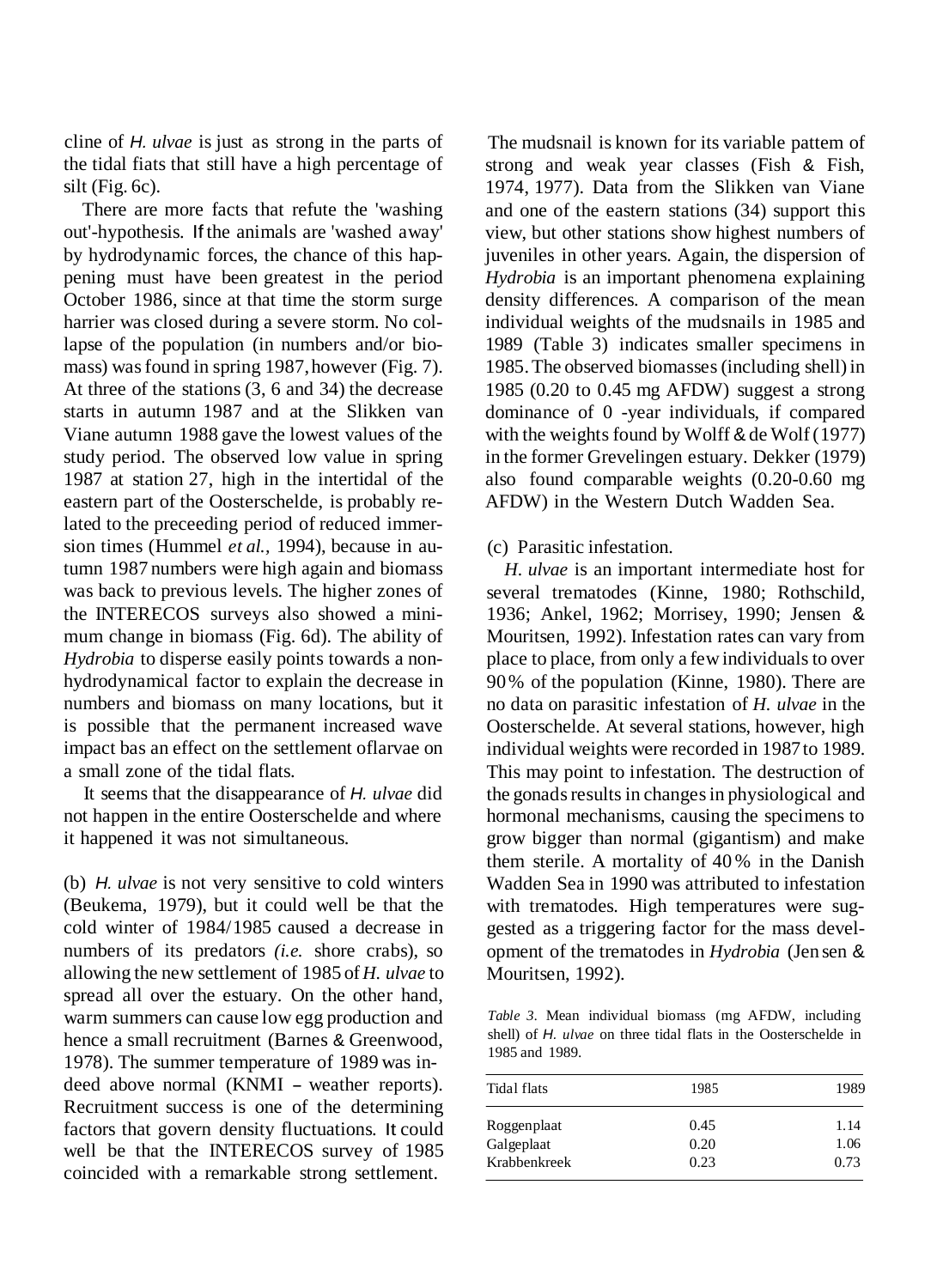cline of *H. ulvae* is just as strong in the parts of the tidal fiats that still have a high percentage of silt (Fig. 6c).

There are more facts that refute the 'washing out'-hypothesis. If the animals are 'washed away' by hydrodynamic forces, the chance of this happening must have been greatest in the period October 1986, since at that time the storm surge harrier was closed during a severe storm. No collapse of the population (in numbers and/or biomass) was found in spring 1987, however (Fig. 7). At three of the stations (3, 6 and 34) the decrease starts in autumn 1987 and at the Slikken van Viane autumn 1988 gave the lowest values of the study period. The observed low value in spring 1987 at station 27, high in the intertidal of the eastern part of the Oosterschelde, is probably related to the preceeding period of reduced immersion times (Hummel *et al.*, 1994), because in autumn 1987 numbers were high again and biomass was back to previous levels. The higher zones of the INTERECOS surveys also showed a minimum change in biomass (Fig. 6d). The ability of *Hydrobia* to disperse easily points towards a non-hydrodynamical factor to explain the decrease in numbers and biomass on many locations, but it is possible that the permanent increased wave impact bas an effect on the settlement oflarvae on a small zone of the tidal flats.

It seems that the disappearance of *H. ulvae* did not happen in the entire Oosterschelde and where it happened it was not simultaneous.

(b) *H. ulvae* is not very sensitive to cold winters (Beukema, 1979), but it could well be that the cold winter of 1984/1985 caused a decrease in numbers of its predators *(i.e.* shore crabs), so allowing the new settlement of 1985 of *H. ulvae* to spread all over the estuary. On the other hand, warm summers can cause low egg production and hence a small recruitment (Barnes & Greenwood, 1978). The summer temperature of 1989 was indeed above normal (KNMI – weather reports). Recruitment success is one of the determining factors that govern density fluctuations. It could well be that the INTERECOS survey of 1985 coincided with a remarkable strong settlement.

The mudsnail is known for its variable pattem of strong and weak year classes (Fish & Fish, 1974, 1977). Data from the Slikken van Viane and one of the eastern stations (34) support this view, but other stations show highest numbers of juveniles in other years. Again, the dispersion of *Hydrobia* is an important phenomena explaining density differences. A comparison of the mean individual weights of the mudsnails in 1985 and 1989 (Table 3) indicates smaller specimens in 1985. The observed biomasses (including shell) in 1985 (0.20 to 0.45 mg AFDW) suggest a strong dominance of 0 -year individuals, if compared with the weights found by Wolff & de Wolf (1977) in the former Grevelingen estuary. Dekker (1979) also found comparable weights (0.20-0.60 mg AFDW) in the Western Dutch Wadden Sea.

(c) Parasitic infestation.

*H. ulvae* is an important intermediate host for several trematodes (Kinne, 1980; Rothschild, 1936; Ankel, 1962; Morrisey, 1990; Jensen & Mouritsen, 1992). Infestation rates can vary from place to place, from only a few individuals to over 90% of the population (Kinne, 1980). There are no data on parasitic infestation of *H. ulvae* in the Oosterschelde. At several stations, however, high individual weights were recorded in 1987 to 1989. This may point to infestation. The destruction of the gonads results in changes in physiological and hormonal mechanisms, causing the specimens to grow bigger than normal (gigantism) and make them sterile. A mortality of 40% in the Danish Wadden Sea in 1990 was attributed to infestation with trematodes. High temperatures were suggested as a triggering factor for the mass development of the trematodes in *Hydrobia* (Jensen & Mouritsen, 1992).

*Table 3*. Mean individual biomass (mg AFDW, including shell) of *H. ulvae* on three tidal flats in the Oosterschelde in 1985 and 1989.

| Tidal flats | 1985 | 1989 |
|---|---|---|
| Roggenplaat | 0.45 | 1.14 |
| Galgeplaat | 0.20 | 1.06 |
| Krabbenkreek | 0.23 | 0.73 |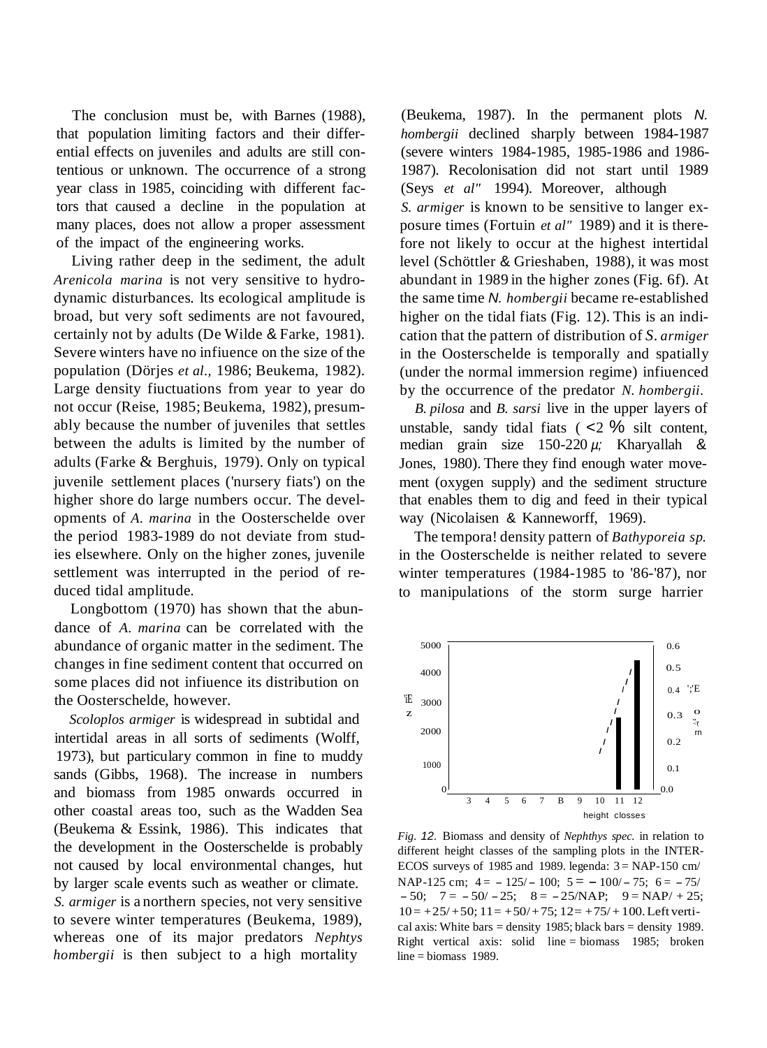The conclusion must be, with Barnes (1988), that population limiting factors and their differential effects on juveniles and adults are still contentious or unknown. The occurrence of a strong year class in 1985, coinciding with different factors that caused a decline in the population at many places, does not allow a proper assessment of the impact of the engineering works.

Living rather deep in the sediment, the adult *Arenicola marina* is not very sensitive to hydrodynamic disturbances. lts ecological amplitude is broad, but very soft sediments are not favoured, certainly not by adults (De Wilde & Farke, 1981). Severe winters have no infiuence on the size of the population (Dörjes *et al.,* 1986; Beukema, 1982). Large density fiuctuations from year to year do not occur (Reise, 1985; Beukema, 1982), presumably because the number of juveniles that settles between the adults is limited by the number of adults (Farke & Berghuis, 1979). Only on typical juvenile settlement places ('nursery fiats') on the higher shore do large numbers occur. The developments of *A. marina* in the Oosterschelde over the period 1983-1989 do not deviate from studies elsewhere. Only on the higher zones, juvenile settlement was interrupted in the period of reduced tidal amplitude.

Longbottom (1970) has shown that the abundance of *A. marina* can be correlated with the abundance of organic matter in the sediment. The changes in fine sediment content that occurred on some places did not infiuence its distribution on the Oosterschelde, however.

*Scoloplos armiger* is widespread in subtidal and intertidal areas in all sorts of sediments (Wolff, 1973), but particulary common in fine to muddy sands (Gibbs, 1968). The increase in numbers and biomass from 1985 onwards occurred in other coastal areas too, such as the Wadden Sea (Beukema & Essink, 1986). This indicates that the development in the Oosterschelde is probably not caused by local environmental changes, hut by larger scale events such as weather or climate. *S. armiger* is a northern species, not very sensitive to severe winter temperatures (Beukema, 1989), whereas one of its major predators *Nephtys hombergii* is then subject to a high mortality (Beukema, 1987). In the permanent plots *N. hombergii* declined sharply between 1984-1987 (severe winters 1984-1985, 1985-1986 and 1986-1987). Recolonisation did not start until 1989 (Seys *et al"* 1994). Moreover, although *S. armiger* is known to be sensitive to langer exposure times (Fortuin *et al"* 1989) and it is therefore not likely to occur at the highest intertidal level (Schöttler & Grieshaben, 1988), it was most abundant in 1989 in the higher zones (Fig. 6f). At the same time *N. hombergii* became re-established higher on the tidal fiats (Fig. 12). This is an indication that the pattern of distribution of *S. armiger* in the Oosterschelde is temporally and spatially (under the normal immersion regime) infiuenced by the occurrence of the predator *N. hombergii.*

*B. pilosa* and *B. sarsi* live in the upper layers of unstable, sandy tidal fiats ( <2 % silt content, median grain size 150-220 $\mu$; Kharyallah & Jones, 1980). There they find enough water movement (oxygen supply) and the sediment structure that enables them to dig and feed in their typical way (Nicolaisen & Kanneworff, 1969).

The tempora! density pattern of *Bathyporeia sp.* in the Oosterschelde is neither related to severe winter temperatures (1984-1985 to '86-'87), nor to manipulations of the storm surge harrier

*Fig. 12.* Biomass and density of *Nephthys spec.* in relation to different height classes of the sampling plots in the INTER-ECOS surveys of 1985 and 1989. legenda: 3 = NAP-150 cm/ NAP-125 cm; 4 = –125/–100; 5 = –100/–75; 6 = –75/ –50; 7 = –50/–25; 8 = –25/NAP; 9 = NAP/+25; 10 = +25/+50; 11 = +50/+75; 12 = +75/+100. Left vertical axis: White bars = density 1985; black bars = density 1989. Right vertical axis: solid line = biomass 1985; broken line = biomass 1989.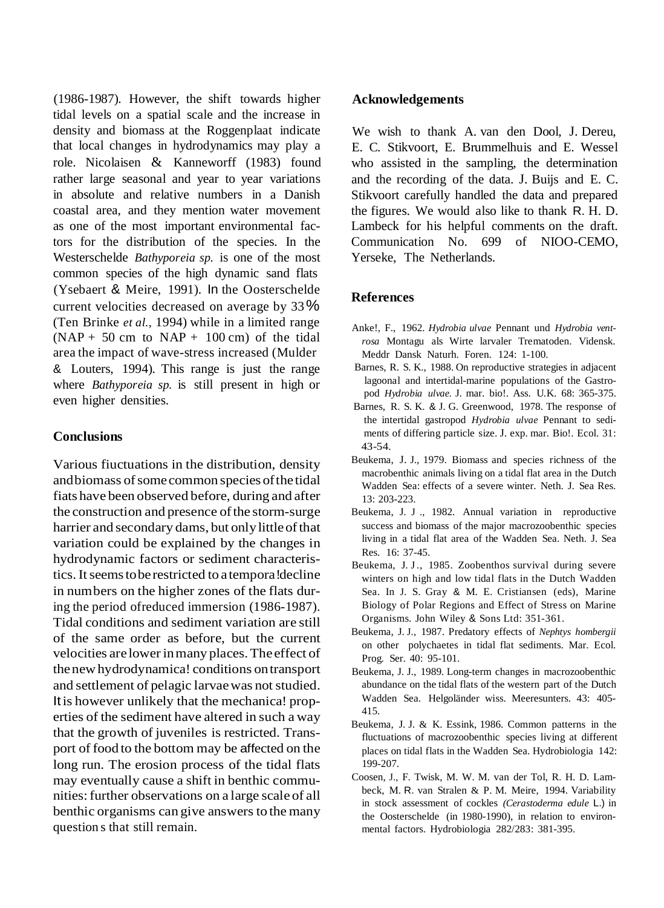(1986-1987). However, the shift towards higher tidal levels on a spatial scale and the increase in density and biomass at the Roggenplaat indicate that local changes in hydrodynamics may play a role. Nicolaisen & Kanneworff (1983) found rather large seasonal and year to year variations in absolute and relative numbers in a Danish coastal area, and they mention water movement as one of the most important environmental factors for the distribution of the species. In the Westerschelde *Bathyporeia sp.* is one of the most common species of the high dynamic sand flats (Ysebaert & Meire, 1991). In the Oosterschelde current velocities decreased on average by 33% (Ten Brinke *et al.*, 1994) while in a limited range (NAP + 50 cm to NAP + 100 cm) of the tidal area the impact of wave-stress increased (Mulder & Louters, 1994). This range is just the range where *Bathyporeia sp.* is still present in high or even higher densities.

## Conclusions

Various fiuctuations in the distribution, density and biomass of some common species of the tidal fiats have been observed before, during and after the construction and presence of the storm-surge harrier and secondary dams, but only little of that variation could be explained by the changes in hydrodynamic factors or sediment characteristics. It seems to be restricted to a tempora!decline in numbers on the higher zones of the flats during the period ofreduced immersion (1986-1987). Tidal conditions and sediment variation are still of the same order as before, but the current velocities are lower in many places. The effect of the new hydrodynamica! conditions on transport and settlement of pelagic larvae was not studied. It is however unlikely that the mechanica! properties of the sediment have altered in such a way that the growth of juveniles is restricted. Transport of food to the bottom may be affected on the long run. The erosion process of the tidal flats may eventually cause a shift in benthic communities: further observations on a large scale of all benthic organisms can give answers to the many question s that still remain.

## Acknowledgements

We wish to thank A. van den Dool, J. Dereu, E. C. Stikvoort, E. Brummelhuis and E. Wessel who assisted in the sampling, the determination and the recording of the data. J. Buijs and E. C. Stikvoort carefully handled the data and prepared the figures. We would also like to thank R. H. D. Lambeck for his helpful comments on the draft. Communication No. 699 of NIOO-CEMO, Yerseke, The Netherlands.

## References

Anke!, F., 1962. *Hydrobia ulvae* Pennant und *Hydrobia ventrosa* Montagu als Wirte larvaler Trematoden. Vidensk. Meddr Dansk Naturh. Foren. 124: 1-100.

Barnes, R. S. K., 1988. On reproductive strategies in adjacent lagoonal and intertidal-marine populations of the Gastropod *Hydrobia ulvae*. J. mar. bio!. Ass. U.K. 68: 365-375.

Barnes, R. S. K. & J. G. Greenwood, 1978. The response of the intertidal gastropod *Hydrobia ulvae* Pennant to sediments of differing particle size. J. exp. mar. Bio!. Ecol. 31: 43-54.

Beukema, J. J., 1979. Biomass and species richness of the macrobenthic animals living on a tidal flat area in the Dutch Wadden Sea: effects of a severe winter. Neth. J. Sea Res. 13: 203-223.

Beukema, J. J ., 1982. Annual variation in reproductive success and biomass of the major macrozoobenthic species living in a tidal flat area of the Wadden Sea. Neth. J. Sea Res. 16: 37-45.

Beukema, J. J ., 1985. Zoobenthos survival during severe winters on high and low tidal flats in the Dutch Wadden Sea. In J. S. Gray & M. E. Cristiansen (eds), Marine Biology of Polar Regions and Effect of Stress on Marine Organisms. John Wiley & Sons Ltd: 351-361.

Beukema, J. J., 1987. Predatory effects of *Nephtys hombergii* on other polychaetes in tidal flat sediments. Mar. Ecol. Prog. Ser. 40: 95-101.

Beukema, J. J., 1989. Long-term changes in macrozoobenthic abundance on the tidal flats of the western part of the Dutch Wadden Sea. Helgoländer wiss. Meeresunters. 43: 405-415.

Beukema, J. J. & K. Essink, 1986. Common patterns in the fluctuations of macrozoobenthic species living at different places on tidal flats in the Wadden Sea. Hydrobiologia 142: 199-207.

Coosen, J., F. Twisk, M. W. M. van der Tol, R. H. D. Lambeck, M. R. van Stralen & P. M. Meire, 1994. Variability in stock assessment of cockles *(Cerastoderma edule* L.) in the Oosterschelde (in 1980-1990), in relation to environmental factors. Hydrobiologia 282/283: 381-395.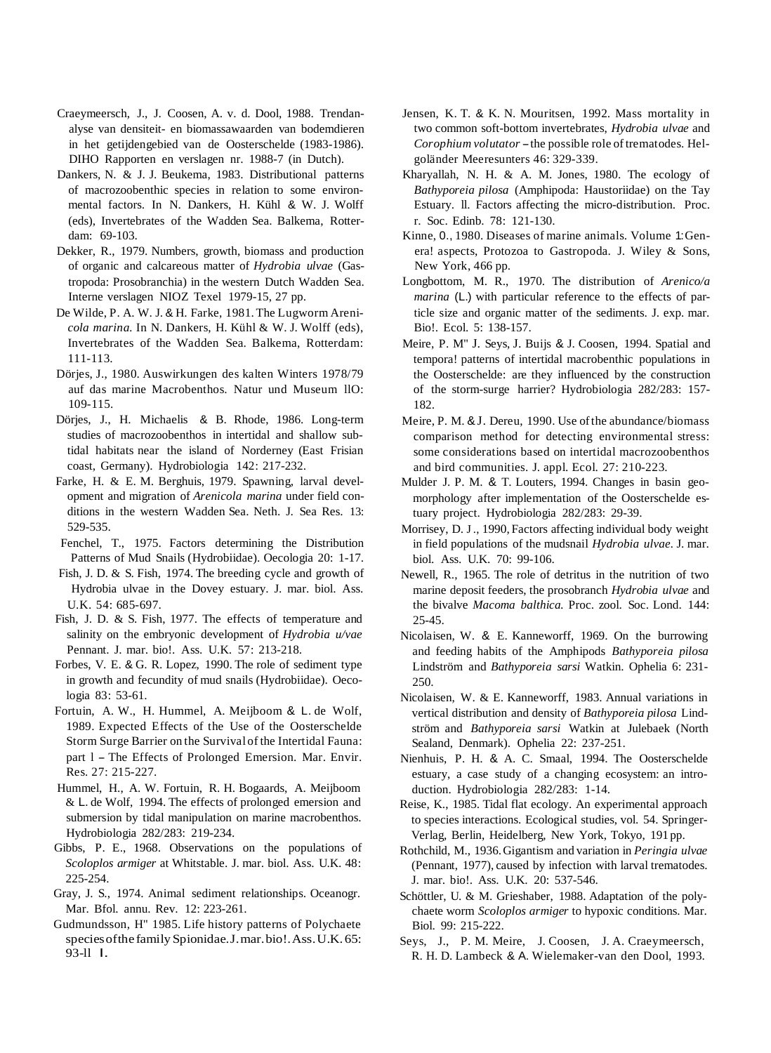Craeymeersch, J., J. Coosen, A. v. d. Dool, 1988. Trendanalyse van densiteit- en biomassawaarden van bodemdieren in het getijdengebied van de Oosterschelde (1983-1986). DIHO Rapporten en verslagen nr. 1988-7 (in Dutch).

Dankers, N. & J. J. Beukema, 1983. Distributional patterns of macrozoobenthic species in relation to some environmental factors. In N. Dankers, H. Kühl & W. J. Wolff (eds), Invertebrates of the Wadden Sea. Balkema, Rotterdam: 69-103.

Dekker, R., 1979. Numbers, growth, biomass and production of organic and calcareous matter of *Hydrobia ulvae* (Gastropoda: Prosobranchia) in the western Dutch Wadden Sea. Interne verslagen NIOZ Texel 1979-15, 27 pp.

De Wilde, P. A. W. J. & H. Farke, 1981. The Lugworm *Arenicola marina*. In N. Dankers, H. Kühl & W. J. Wolff (eds), Invertebrates of the Wadden Sea. Balkema, Rotterdam: 111-113.

Dörjes, J., 1980. Auswirkungen des kalten Winters 1978/79 auf das marine Macrobenthos. Natur und Museum llO: 109-115.

Dörjes, J., H. Michaelis & B. Rhode, 1986. Long-term studies of macrozoobenthos in intertidal and shallow subtidal habitats near the island of Norderney (East Frisian coast, Germany). Hydrobiologia 142: 217-232.

Farke, H. & E. M. Berghuis, 1979. Spawning, larval development and migration of *Arenicola marina* under field conditions in the western Wadden Sea. Neth. J. Sea Res. 13: 529-535.

Fenchel, T., 1975. Factors determining the Distribution Patterns of Mud Snails (Hydrobiidae). Oecologia 20: 1-17.

Fish, J. D. & S. Fish, 1974. The breeding cycle and growth of Hydrobia ulvae in the Dovey estuary. J. mar. biol. Ass. U.K. 54: 685-697.

Fish, J. D. & S. Fish, 1977. The effects of temperature and salinity on the embryonic development of *Hydrobia u/vae* Pennant. J. mar. bio!. Ass. U.K. 57: 213-218.

Forbes, V. E. & G. R. Lopez, 1990. The role of sediment type in growth and fecundity of mud snails (Hydrobiidae). Oecologia 83: 53-61.

Fortuin, A. W., H. Hummel, A. Meijboom & L. de Wolf, 1989. Expected Effects of the Use of the Oosterschelde Storm Surge Barrier on the Survival of the Intertidal Fauna: part l – The Effects of Prolonged Emersion. Mar. Envir. Res. 27: 215-227.

Hummel, H., A. W. Fortuin, R. H. Bogaards, A. Meijboom & L. de Wolf, 1994. The effects of prolonged emersion and submersion by tidal manipulation on marine macrobenthos. Hydrobiologia 282/283: 219-234.

Gibbs, P. E., 1968. Observations on the populations of *Scoloplos armiger* at Whitstable. J. mar. biol. Ass. U.K. 48: 225-254.

Gray, J. S., 1974. Animal sediment relationships. Oceanogr. Mar. Bfol. annu. Rev. 12: 223-261.

Gudmundsson, H" 1985. Life history patterns of Polychaete species of the family Spionidae. J. mar. bio!. Ass. U.K. 65: 93-ll l.

Jensen, K. T. & K. N. Mouritsen, 1992. Mass mortality in two common soft-bottom invertebrates, *Hydrobia ulvae* and *Corophium volutator* – the possible role of trematodes. Helgoländer Meeresunters 46: 329-339.

Kharyallah, N. H. & A. M. Jones, 1980. The ecology of *Bathyporeia pilosa* (Amphipoda: Haustoriidae) on the Tay Estuary. ll. Factors affecting the micro-distribution. Proc. r. Soc. Edinb. 78: 121-130.

Kinne, 0., 1980. Diseases of marine animals. Volume 1: Genera! aspects, Protozoa to Gastropoda. J. Wiley & Sons, New York, 466 pp.

Longbottom, M. R., 1970. The distribution of *Arenico/a marina* (L.) with particular reference to the effects of particle size and organic matter of the sediments. J. exp. mar. Bio!. Ecol. 5: 138-157.

Meire, P. M" J. Seys, J. Buijs & J. Coosen, 1994. Spatial and tempora! patterns of intertidal macrobenthic populations in the Oosterschelde: are they influenced by the construction of the storm-surge harrier? Hydrobiologia 282/283: 157-182.

Meire, P. M. & J. Dereu, 1990. Use of the abundance/biomass comparison method for detecting environmental stress: some considerations based on intertidal macrozoobenthos and bird communities. J. appl. Ecol. 27: 210-223.

Mulder J. P. M. & T. Louters, 1994. Changes in basin geomorphology after implementation of the Oosterschelde estuary project. Hydrobiologia 282/283: 29-39.

Morrisey, D. J., 1990, Factors affecting individual body weight in field populations of the mudsnail *Hydrobia ulvae*. J. mar. biol. Ass. U.K. 70: 99-106.

Newell, R., 1965. The role of detritus in the nutrition of two marine deposit feeders, the prosobranch *Hydrobia ulvae* and the bivalve *Macoma balthica*. Proc. zool. Soc. Lond. 144: 25-45.

Nicolaisen, W. & E. Kanneworff, 1969. On the burrowing and feeding habits of the Amphipods *Bathyporeia pilosa* Lindström and *Bathyporeia sarsi* Watkin. Ophelia 6: 231-250.

Nicolaisen, W. & E. Kanneworff, 1983. Annual variations in vertical distribution and density of *Bathyporeia pilosa* Lindström and *Bathyporeia sarsi* Watkin at Julebaek (North Sealand, Denmark). Ophelia 22: 237-251.

Nienhuis, P. H. & A. C. Smaal, 1994. The Oosterschelde estuary, a case study of a changing ecosystem: an introduction. Hydrobiologia 282/283: 1-14.

Reise, K., 1985. Tidal flat ecology. An experimental approach to species interactions. Ecological studies, vol. 54. Springer-Verlag, Berlin, Heidelberg, New York, Tokyo, 191 pp.

Rothchild, M., 1936. Gigantism and variation in *Peringia ulvae* (Pennant, 1977), caused by infection with larval trematodes. J. mar. bio!. Ass. U.K. 20: 537-546.

Schöttler, U. & M. Grieshaber, 1988. Adaptation of the polychaete worm *Scoloplos armiger* to hypoxic conditions. Mar. Biol. 99: 215-222.

Seys, J., P. M. Meire, J. Coosen, J. A. Craeymeersch, R. H. D. Lambeck & A. Wielemaker-van den Dool, 1993.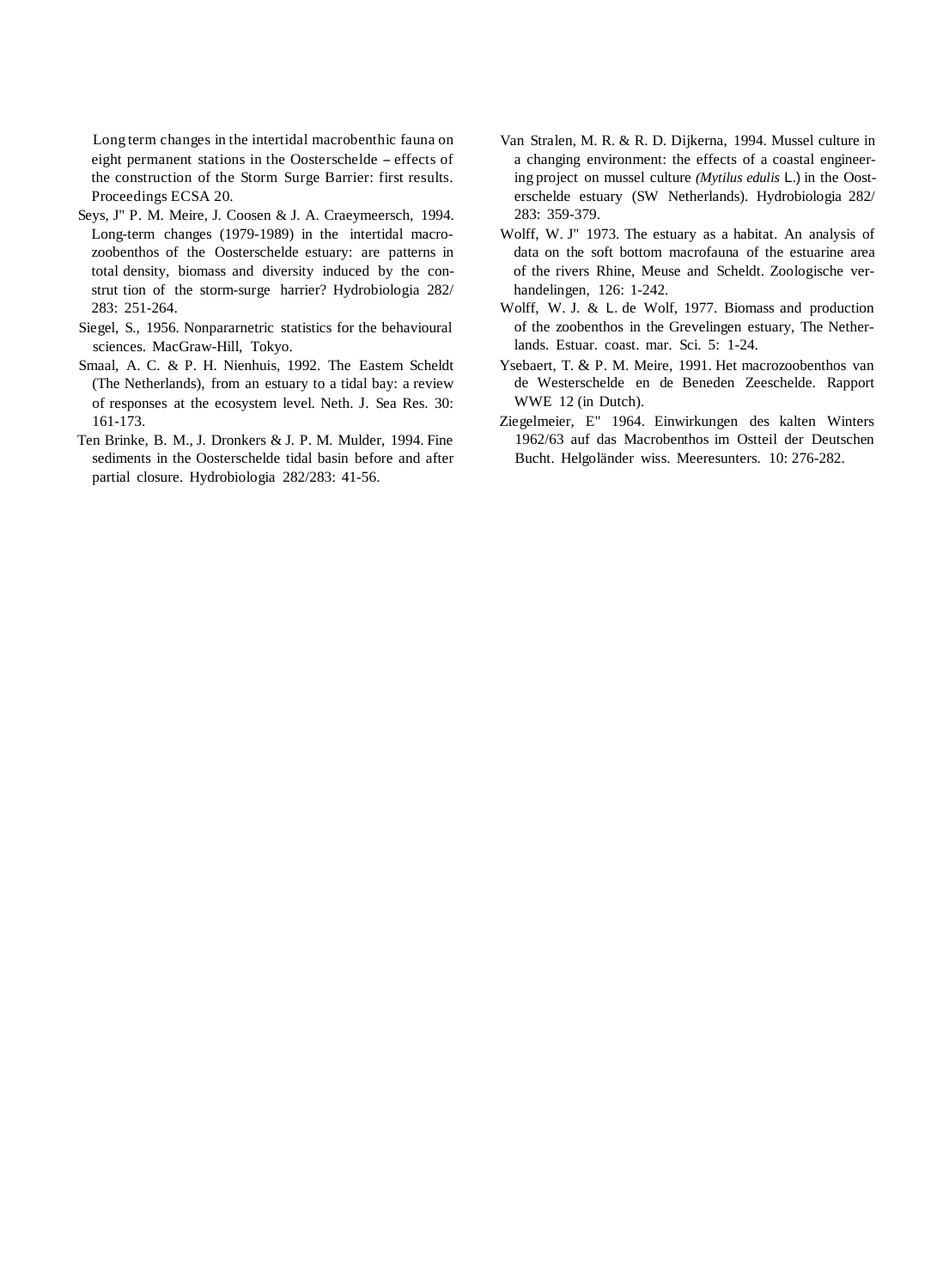Long term changes in the intertidal macrobenthic fauna on eight permanent stations in the Oosterschelde – effects of the construction of the Storm Surge Barrier: first results. Proceedings ECSA 20.

Seys, J" P. M. Meire, J. Coosen & J. A. Craeymeersch, 1994. Long-term changes (1979-1989) in the intertidal macro-zoobenthos of the Oosterschelde estuary: are patterns in total density, biomass and diversity induced by the con-strut tion of the storm-surge harrier? Hydrobiologia 282/283: 251-264.

Siegel, S., 1956. Nonpararnetric statistics for the behavioural sciences. MacGraw-Hill, Tokyo.

Smaal, A. C. & P. H. Nienhuis, 1992. The Eastem Scheldt (The Netherlands), from an estuary to a tidal bay: a review of responses at the ecosystem level. Neth. J. Sea Res. 30: 161-173.

Ten Brinke, B. M., J. Dronkers & J. P. M. Mulder, 1994. Fine sediments in the Oosterschelde tidal basin before and after partial closure. Hydrobiologia 282/283: 41-56.

Van Stralen, M. R. & R. D. Dijkerna, 1994. Mussel culture in a changing environment: the effects of a coastal engineer-ing project on mussel culture *(Mytilus edulis* L.) in the Oost-erschelde estuary (SW Netherlands). Hydrobiologia 282/283: 359-379.

Wolff, W. J" 1973. The estuary as a habitat. An analysis of data on the soft bottom macrofauna of the estuarine area of the rivers Rhine, Meuse and Scheldt. Zoologische ver-handelingen, 126: 1-242.

Wolff, W. J. & L. de Wolf, 1977. Biomass and production of the zoobenthos in the Grevelingen estuary, The Nether-lands. Estuar. coast. mar. Sci. 5: 1-24.

Ysebaert, T. & P. M. Meire, 1991. Het macrozoobenthos van de Westerschelde en de Beneden Zeeschelde. Rapport WWE 12 (in Dutch).

Ziegelmeier, E" 1964. Einwirkungen des kalten Winters 1962/63 auf das Macrobenthos im Ostteil der Deutschen Bucht. Helgoländer wiss. Meeresunters. 10: 276-282.